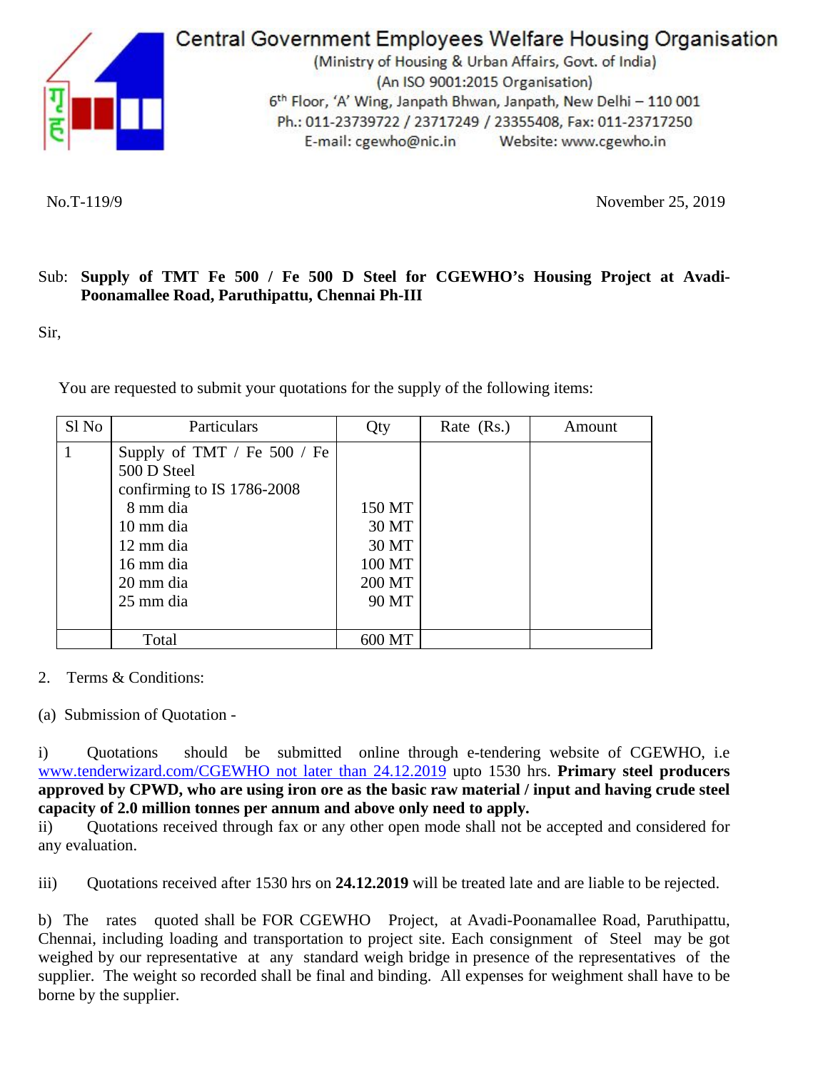# Central Government Employees Welfare Housing Organisation

(Ministry of Housing & Urban Affairs, Govt. of India)
(An ISO 9001:2015 Organisation)
6th Floor, 'A' Wing, Janpath Bhwan, Janpath, New Delhi – 110 001
Ph.: 011-23739722 / 23717249 / 23355408, Fax: 011-23717250
E-mail: cgewho@nic.in Website: www.cgewho.in

No.T-119/9 November 25, 2019

Sub: **Supply of TMT Fe 500 / Fe 500 D Steel for CGEWHO's Housing Project at Avadi-Poonamallee Road, Paruthipattu, Chennai Ph-III**

Sir,

You are requested to submit your quotations for the supply of the following items:

| Sl No | Particulars | Qty | Rate (Rs.) | Amount |
|---|---|---|---|---|
| 1 | Supply of TMT / Fe 500 / Fe 500 D Steel confirming to IS 1786-2008 | | | |
| | 8 mm dia | 150 MT | | |
| | 10 mm dia | 30 MT | | |
| | 12 mm dia | 30 MT | | |
| | 16 mm dia | 100 MT | | |
| | 20 mm dia | 200 MT | | |
| | 25 mm dia | 90 MT | | |
| | Total | 600 MT | | |

2. Terms & Conditions:

(a) Submission of Quotation -

i) Quotations should be submitted online through e-tendering website of CGEWHO, i.e www.tenderwizard.com/CGEWHO not later than 24.12.2019 upto 1530 hrs. **Primary steel producers approved by CPWD, who are using iron ore as the basic raw material / input and having crude steel capacity of 2.0 million tonnes per annum and above only need to apply.**

ii) Quotations received through fax or any other open mode shall not be accepted and considered for any evaluation.

iii) Quotations received after 1530 hrs on **24.12.2019** will be treated late and are liable to be rejected.

b) The rates quoted shall be FOR CGEWHO Project, at Avadi-Poonamallee Road, Paruthipattu, Chennai, including loading and transportation to project site. Each consignment of Steel may be got weighed by our representative at any standard weigh bridge in presence of the representatives of the supplier. The weight so recorded shall be final and binding. All expenses for weighment shall have to be borne by the supplier.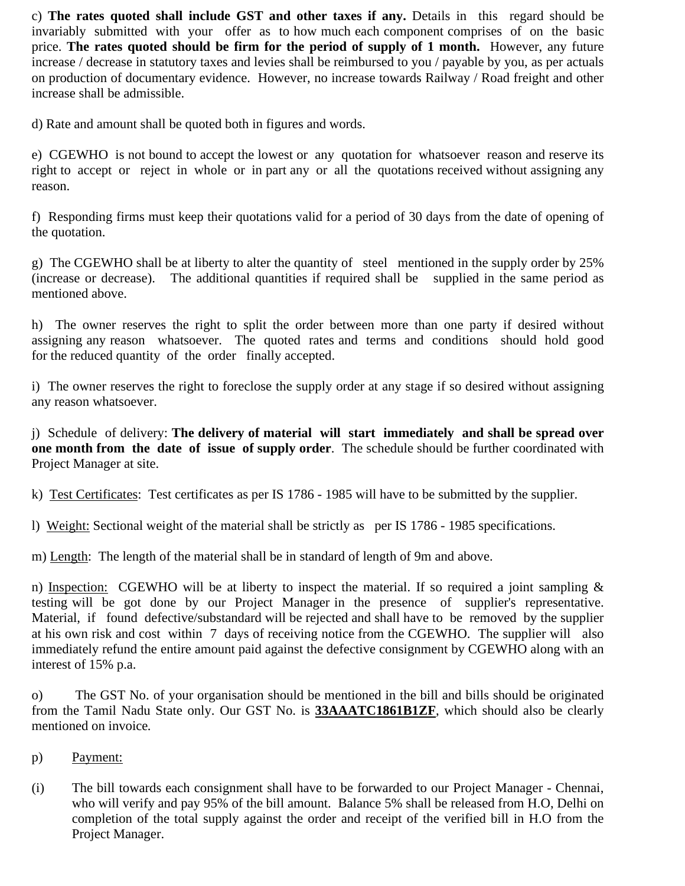c) **The rates quoted shall include GST and other taxes if any.** Details in this regard should be invariably submitted with your offer as to how much each component comprises of on the basic price. **The rates quoted should be firm for the period of supply of 1 month.** However, any future increase / decrease in statutory taxes and levies shall be reimbursed to you / payable by you, as per actuals on production of documentary evidence. However, no increase towards Railway / Road freight and other increase shall be admissible.

d) Rate and amount shall be quoted both in figures and words.

e) CGEWHO is not bound to accept the lowest or any quotation for whatsoever reason and reserve its right to accept or reject in whole or in part any or all the quotations received without assigning any reason.

f) Responding firms must keep their quotations valid for a period of 30 days from the date of opening of the quotation.

g) The CGEWHO shall be at liberty to alter the quantity of steel mentioned in the supply order by 25% (increase or decrease). The additional quantities if required shall be supplied in the same period as mentioned above.

h) The owner reserves the right to split the order between more than one party if desired without assigning any reason whatsoever. The quoted rates and terms and conditions should hold good for the reduced quantity of the order finally accepted.

i) The owner reserves the right to foreclose the supply order at any stage if so desired without assigning any reason whatsoever.

j) Schedule of delivery: **The delivery of material will start immediately and shall be spread over one month from the date of issue of supply order**. The schedule should be further coordinated with Project Manager at site.

k) Test Certificates: Test certificates as per IS 1786 - 1985 will have to be submitted by the supplier.

l) Weight: Sectional weight of the material shall be strictly as per IS 1786 - 1985 specifications.

m) Length: The length of the material shall be in standard of length of 9m and above.

n) Inspection: CGEWHO will be at liberty to inspect the material. If so required a joint sampling & testing will be got done by our Project Manager in the presence of supplier's representative. Material, if found defective/substandard will be rejected and shall have to be removed by the supplier at his own risk and cost within 7 days of receiving notice from the CGEWHO. The supplier will also immediately refund the entire amount paid against the defective consignment by CGEWHO along with an interest of 15% p.a.

o) The GST No. of your organisation should be mentioned in the bill and bills should be originated from the Tamil Nadu State only. Our GST No. is **33AAATC1861B1ZF**, which should also be clearly mentioned on invoice.

p) Payment:

(i) The bill towards each consignment shall have to be forwarded to our Project Manager - Chennai, who will verify and pay 95% of the bill amount. Balance 5% shall be released from H.O, Delhi on completion of the total supply against the order and receipt of the verified bill in H.O from the Project Manager.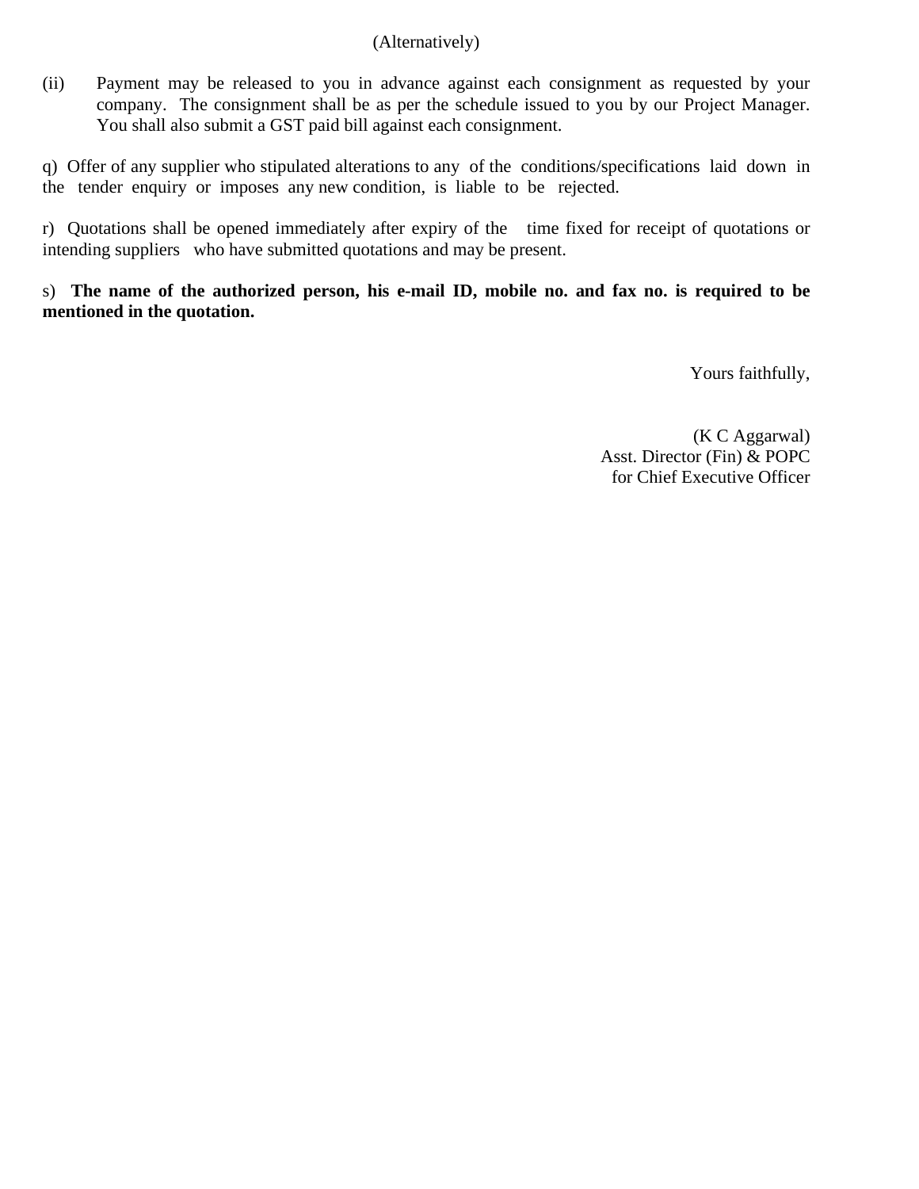(Alternatively)

(ii) Payment may be released to you in advance against each consignment as requested by your company. The consignment shall be as per the schedule issued to you by our Project Manager. You shall also submit a GST paid bill against each consignment.

q) Offer of any supplier who stipulated alterations to any of the conditions/specifications laid down in the tender enquiry or imposes any new condition, is liable to be rejected.

r) Quotations shall be opened immediately after expiry of the time fixed for receipt of quotations or intending suppliers who have submitted quotations and may be present.

s) **The name of the authorized person, his e-mail ID, mobile no. and fax no. is required to be mentioned in the quotation.**

Yours faithfully,

(K C Aggarwal)
Asst. Director (Fin) & POPC
for Chief Executive Officer